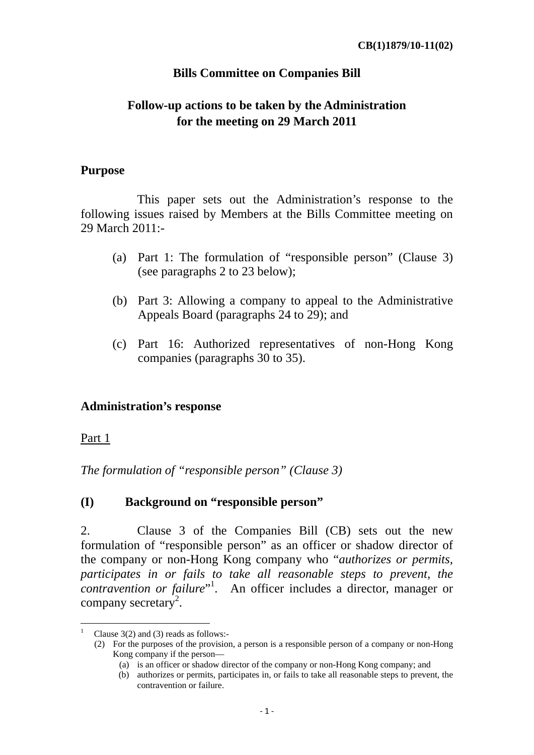CB(1)1879/10-11(02)

# Bills Committee on Companies Bill

## Follow-up actions to be taken by the Administration for the meeting on 29 March 2011

### Purpose

This paper sets out the Administration's response to the following issues raised by Members at the Bills Committee meeting on 29 March 2011:-

(a) Part 1: The formulation of "responsible person" (Clause 3) (see paragraphs 2 to 23 below);

(b) Part 3: Allowing a company to appeal to the Administrative Appeals Board (paragraphs 24 to 29); and

(c) Part 16: Authorized representatives of non-Hong Kong companies (paragraphs 30 to 35).

### Administration's response

Part 1

*The formulation of "responsible person" (Clause 3)*

### (I) Background on "responsible person"

2. Clause 3 of the Companies Bill (CB) sets out the new formulation of "responsible person" as an officer or shadow director of the company or non-Hong Kong company who "*authorizes or permits, participates in or fails to take all reasonable steps to prevent, the contravention or failure*"[1]. An officer includes a director, manager or company secretary[2].

---

[1] Clause 3(2) and (3) reads as follows:-

(2) For the purposes of the provision, a person is a responsible person of a company or non-Hong Kong company if the person—

(a) is an officer or shadow director of the company or non-Hong Kong company; and

(b) authorizes or permits, participates in, or fails to take all reasonable steps to prevent, the contravention or failure.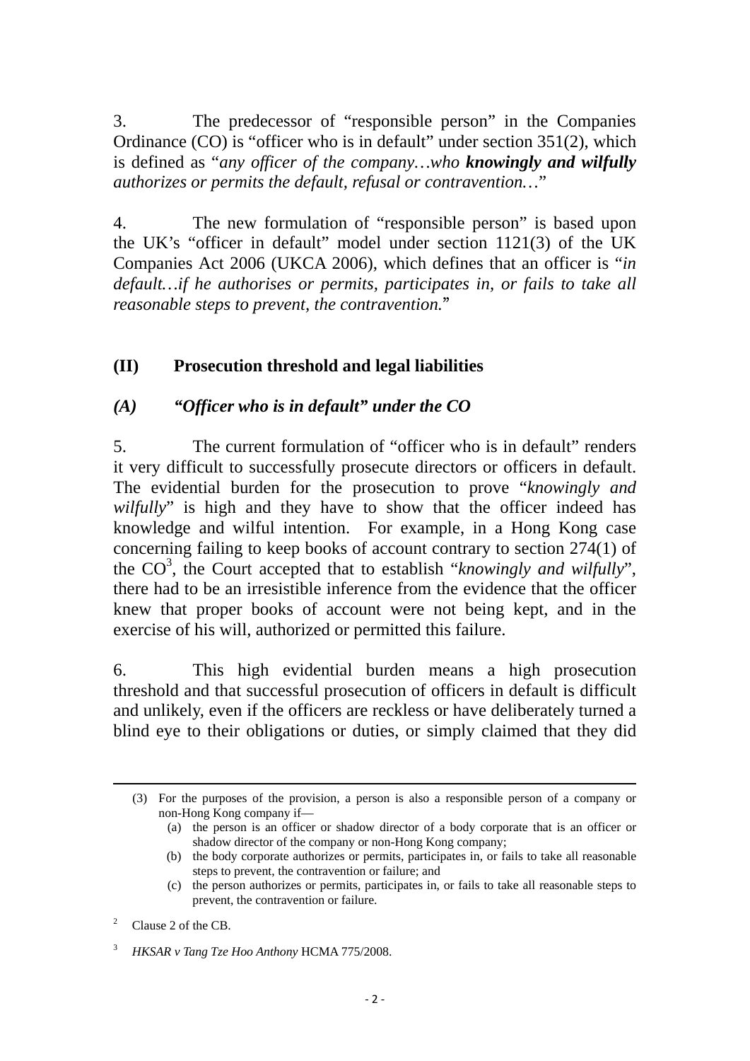3. The predecessor of "responsible person" in the Companies Ordinance (CO) is "officer who is in default" under section 351(2), which is defined as "*any officer of the company…who **knowingly and wilfully** authorizes or permits the default, refusal or contravention…*"

4. The new formulation of "responsible person" is based upon the UK's "officer in default" model under section 1121(3) of the UK Companies Act 2006 (UKCA 2006), which defines that an officer is "*in default…if he authorises or permits, participates in, or fails to take all reasonable steps to prevent, the contravention.*"

## (II) Prosecution threshold and legal liabilities

### *(A) "Officer who is in default" under the CO*

5. The current formulation of "officer who is in default" renders it very difficult to successfully prosecute directors or officers in default. The evidential burden for the prosecution to prove "*knowingly and wilfully*" is high and they have to show that the officer indeed has knowledge and wilful intention. For example, in a Hong Kong case concerning failing to keep books of account contrary to section 274(1) of the CO[3], the Court accepted that to establish "*knowingly and wilfully*", there had to be an irresistible inference from the evidence that the officer knew that proper books of account were not being kept, and in the exercise of his will, authorized or permitted this failure.

6. This high evidential burden means a high prosecution threshold and that successful prosecution of officers in default is difficult and unlikely, even if the officers are reckless or have deliberately turned a blind eye to their obligations or duties, or simply claimed that they did

---

(3) For the purposes of the provision, a person is also a responsible person of a company or non-Hong Kong company if—

(a) the person is an officer or shadow director of a body corporate that is an officer or shadow director of the company or non-Hong Kong company;

(b) the body corporate authorizes or permits, participates in, or fails to take all reasonable steps to prevent, the contravention or failure; and

(c) the person authorizes or permits, participates in, or fails to take all reasonable steps to prevent, the contravention or failure.

[2] Clause 2 of the CB.

[3] *HKSAR v Tang Tze Hoo Anthony* HCMA 775/2008.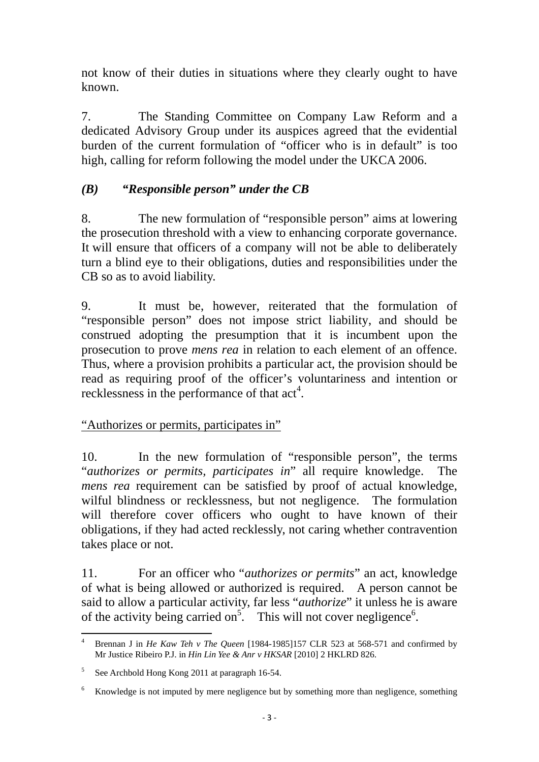not know of their duties in situations where they clearly ought to have known.

7. The Standing Committee on Company Law Reform and a dedicated Advisory Group under its auspices agreed that the evidential burden of the current formulation of "officer who is in default" is too high, calling for reform following the model under the UKCA 2006.

### *(B) "Responsible person" under the CB*

8. The new formulation of "responsible person" aims at lowering the prosecution threshold with a view to enhancing corporate governance. It will ensure that officers of a company will not be able to deliberately turn a blind eye to their obligations, duties and responsibilities under the CB so as to avoid liability.

9. It must be, however, reiterated that the formulation of "responsible person" does not impose strict liability, and should be construed adopting the presumption that it is incumbent upon the prosecution to prove *mens rea* in relation to each element of an offence. Thus, where a provision prohibits a particular act, the provision should be read as requiring proof of the officer's voluntariness and intention or recklessness in the performance of that act[4].

<u>"Authorizes or permits, participates in"</u>

10. In the new formulation of "responsible person", the terms "*authorizes or permits, participates in*" all require knowledge. The *mens rea* requirement can be satisfied by proof of actual knowledge, wilful blindness or recklessness, but not negligence. The formulation will therefore cover officers who ought to have known of their obligations, if they had acted recklessly, not caring whether contravention takes place or not.

11. For an officer who "*authorizes or permits*" an act, knowledge of what is being allowed or authorized is required. A person cannot be said to allow a particular activity, far less "*authorize*" it unless he is aware of the activity being carried on[5]. This will not cover negligence[6].

---

[4] Brennan J in *He Kaw Teh v The Queen* [1984-1985]157 CLR 523 at 568-571 and confirmed by Mr Justice Ribeiro P.J. in *Hin Lin Yee & Anr v HKSAR* [2010] 2 HKLRD 826.

[5] See Archbold Hong Kong 2011 at paragraph 16-54.

[6] Knowledge is not imputed by mere negligence but by something more than negligence, something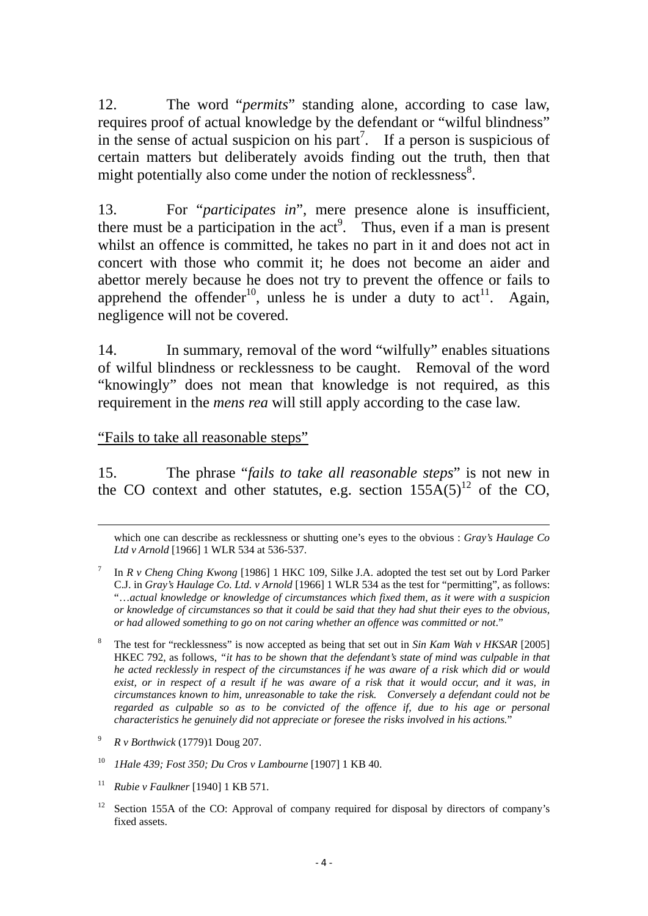12. The word "*permits*" standing alone, according to case law, requires proof of actual knowledge by the defendant or "wilful blindness" in the sense of actual suspicion on his part[7]. If a person is suspicious of certain matters but deliberately avoids finding out the truth, then that might potentially also come under the notion of recklessness[8].

13. For "*participates in*", mere presence alone is insufficient, there must be a participation in the act[9]. Thus, even if a man is present whilst an offence is committed, he takes no part in it and does not act in concert with those who commit it; he does not become an aider and abettor merely because he does not try to prevent the offence or fails to apprehend the offender[10], unless he is under a duty to act[11]. Again, negligence will not be covered.

14. In summary, removal of the word "wilfully" enables situations of wilful blindness or recklessness to be caught. Removal of the word "knowingly" does not mean that knowledge is not required, as this requirement in the *mens rea* will still apply according to the case law.

<u>"Fails to take all reasonable steps"</u>

15. The phrase "*fails to take all reasonable steps*" is not new in the CO context and other statutes, e.g. section 155A(5)[12] of the CO,

---

which one can describe as recklessness or shutting one's eyes to the obvious : *Gray's Haulage Co Ltd v Arnold* [1966] 1 WLR 534 at 536-537.

[7] In *R v Cheng Ching Kwong* [1986] 1 HKC 109, Silke J.A. adopted the test set out by Lord Parker C.J. in *Gray's Haulage Co. Ltd. v Arnold* [1966] 1 WLR 534 as the test for "permitting", as follows: "…*actual knowledge or knowledge of circumstances which fixed them, as it were with a suspicion or knowledge of circumstances so that it could be said that they had shut their eyes to the obvious, or had allowed something to go on not caring whether an offence was committed or not*."

[8] The test for "recklessness" is now accepted as being that set out in *Sin Kam Wah v HKSAR* [2005] HKEC 792, as follows, *"it has to be shown that the defendant's state of mind was culpable in that he acted recklessly in respect of the circumstances if he was aware of a risk which did or would exist, or in respect of a result if he was aware of a risk that it would occur, and it was, in circumstances known to him, unreasonable to take the risk. Conversely a defendant could not be regarded as culpable so as to be convicted of the offence if, due to his age or personal characteristics he genuinely did not appreciate or foresee the risks involved in his actions.*"

[9] *R v Borthwick* (1779)1 Doug 207.

[10] *1Hale 439; Fost 350; Du Cros v Lambourne* [1907] 1 KB 40.

[11] *Rubie v Faulkner* [1940] 1 KB 571.

[12] Section 155A of the CO: Approval of company required for disposal by directors of company's fixed assets.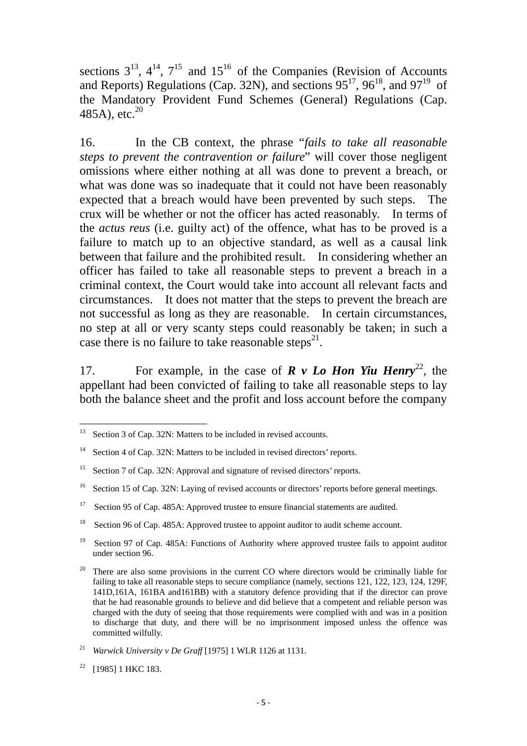sections 3[13], 4[14], 7[15] and 15[16] of the Companies (Revision of Accounts and Reports) Regulations (Cap. 32N), and sections 95[17], 96[18], and 97[19] of the Mandatory Provident Fund Schemes (General) Regulations (Cap. 485A), etc.[20]

16. In the CB context, the phrase "*fails to take all reasonable steps to prevent the contravention or failure*" will cover those negligent omissions where either nothing at all was done to prevent a breach, or what was done was so inadequate that it could not have been reasonably expected that a breach would have been prevented by such steps. The crux will be whether or not the officer has acted reasonably. In terms of the *actus reus* (i.e. guilty act) of the offence, what has to be proved is a failure to match up to an objective standard, as well as a causal link between that failure and the prohibited result. In considering whether an officer has failed to take all reasonable steps to prevent a breach in a criminal context, the Court would take into account all relevant facts and circumstances. It does not matter that the steps to prevent the breach are not successful as long as they are reasonable. In certain circumstances, no step at all or very scanty steps could reasonably be taken; in such a case there is no failure to take reasonable steps[21].

17. For example, in the case of ***R v Lo Hon Yiu Henry***[22], the appellant had been convicted of failing to take all reasonable steps to lay both the balance sheet and the profit and loss account before the company

---

[13] Section 3 of Cap. 32N: Matters to be included in revised accounts.

[14] Section 4 of Cap. 32N: Matters to be included in revised directors' reports.

[15] Section 7 of Cap. 32N: Approval and signature of revised directors' reports.

[16] Section 15 of Cap. 32N: Laying of revised accounts or directors' reports before general meetings.

[17] Section 95 of Cap. 485A: Approved trustee to ensure financial statements are audited.

[18] Section 96 of Cap. 485A: Approved trustee to appoint auditor to audit scheme account.

[19] Section 97 of Cap. 485A: Functions of Authority where approved trustee fails to appoint auditor under section 96.

[20] There are also some provisions in the current CO where directors would be criminally liable for failing to take all reasonable steps to secure compliance (namely, sections 121, 122, 123, 124, 129F, 141D,161A, 161BA and161BB) with a statutory defence providing that if the director can prove that he had reasonable grounds to believe and did believe that a competent and reliable person was charged with the duty of seeing that those requirements were complied with and was in a position to discharge that duty, and there will be no imprisonment imposed unless the offence was committed wilfully.

[21] *Warwick University v De Graff* [1975] 1 WLR 1126 at 1131.

[22] [1985] 1 HKC 183.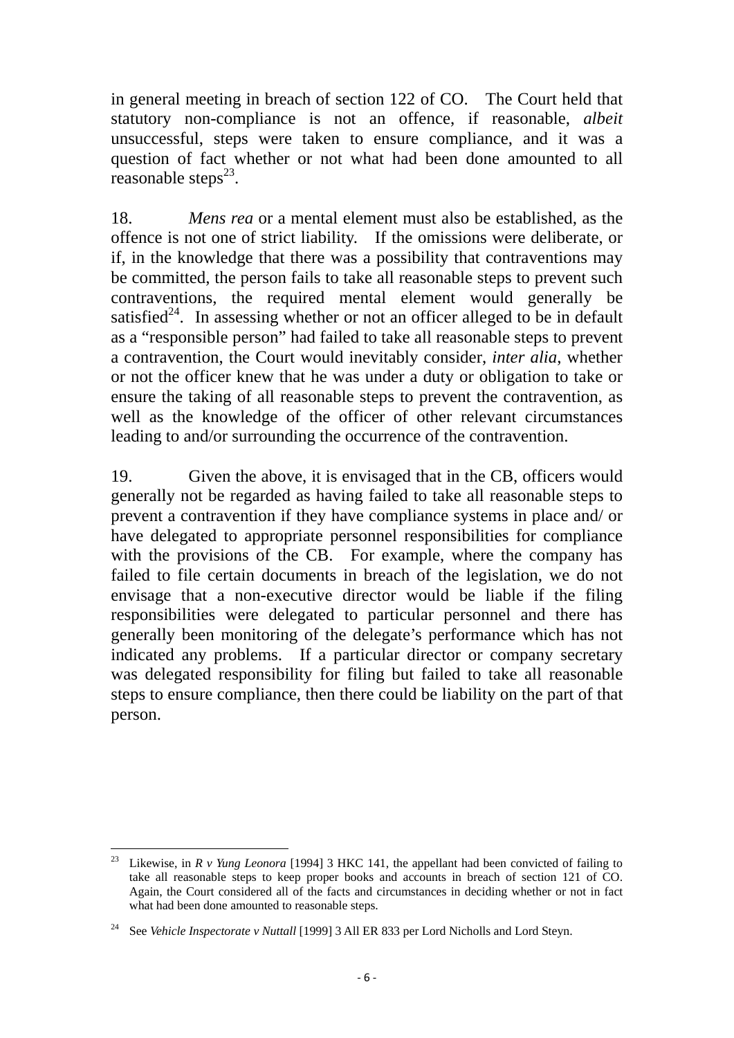in general meeting in breach of section 122 of CO. The Court held that statutory non-compliance is not an offence, if reasonable, *albeit* unsuccessful, steps were taken to ensure compliance, and it was a question of fact whether or not what had been done amounted to all reasonable steps[23].

18. *Mens rea* or a mental element must also be established, as the offence is not one of strict liability. If the omissions were deliberate, or if, in the knowledge that there was a possibility that contraventions may be committed, the person fails to take all reasonable steps to prevent such contraventions, the required mental element would generally be satisfied[24]. In assessing whether or not an officer alleged to be in default as a "responsible person" had failed to take all reasonable steps to prevent a contravention, the Court would inevitably consider, *inter alia*, whether or not the officer knew that he was under a duty or obligation to take or ensure the taking of all reasonable steps to prevent the contravention, as well as the knowledge of the officer of other relevant circumstances leading to and/or surrounding the occurrence of the contravention.

19. Given the above, it is envisaged that in the CB, officers would generally not be regarded as having failed to take all reasonable steps to prevent a contravention if they have compliance systems in place and/ or have delegated to appropriate personnel responsibilities for compliance with the provisions of the CB. For example, where the company has failed to file certain documents in breach of the legislation, we do not envisage that a non-executive director would be liable if the filing responsibilities were delegated to particular personnel and there has generally been monitoring of the delegate's performance which has not indicated any problems. If a particular director or company secretary was delegated responsibility for filing but failed to take all reasonable steps to ensure compliance, then there could be liability on the part of that person.

---

[23] Likewise, in *R v Yung Leonora* [1994] 3 HKC 141, the appellant had been convicted of failing to take all reasonable steps to keep proper books and accounts in breach of section 121 of CO. Again, the Court considered all of the facts and circumstances in deciding whether or not in fact what had been done amounted to reasonable steps.

[24] See *Vehicle Inspectorate v Nuttall* [1999] 3 All ER 833 per Lord Nicholls and Lord Steyn.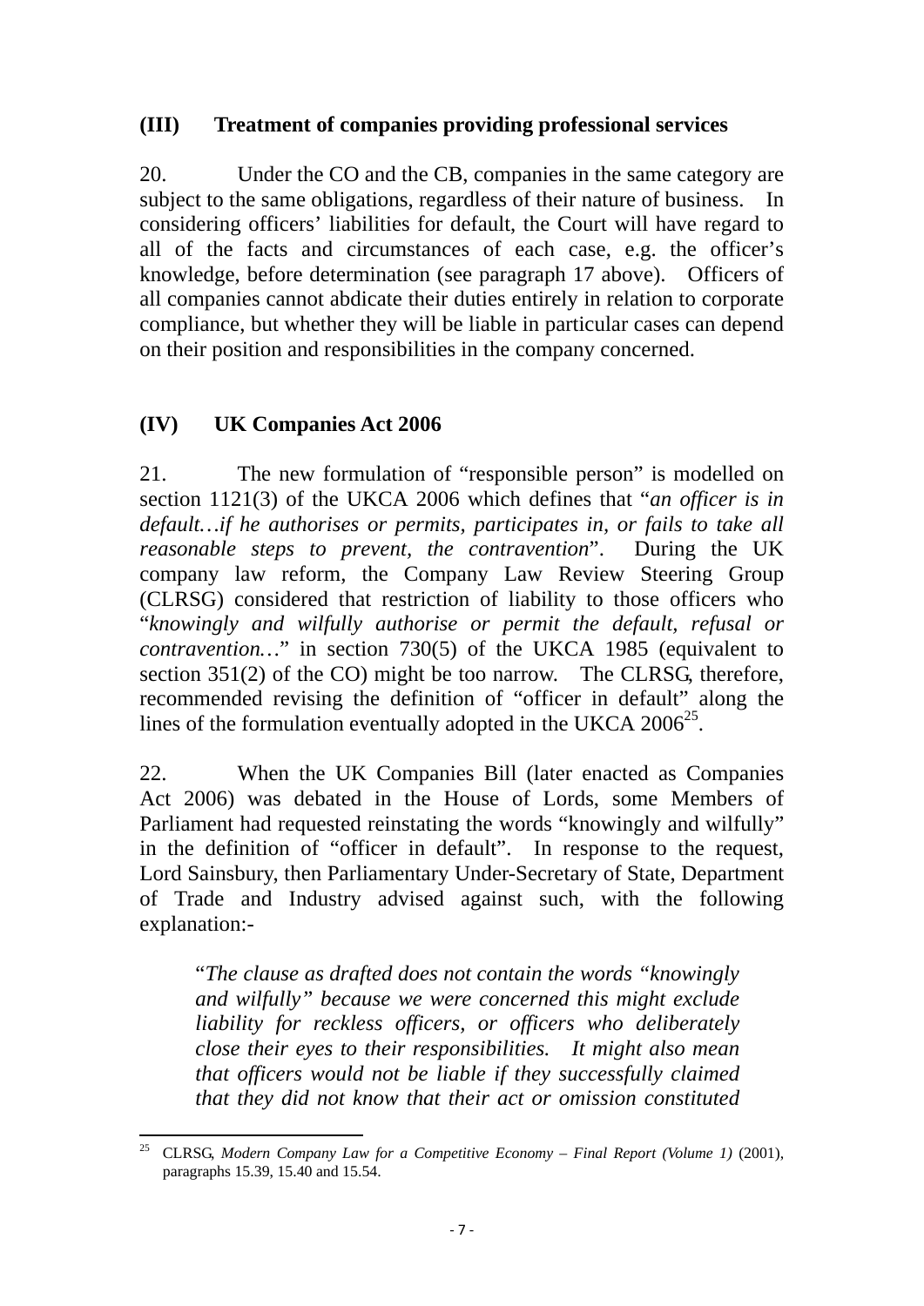## (III) Treatment of companies providing professional services

20. Under the CO and the CB, companies in the same category are subject to the same obligations, regardless of their nature of business. In considering officers' liabilities for default, the Court will have regard to all of the facts and circumstances of each case, e.g. the officer's knowledge, before determination (see paragraph 17 above). Officers of all companies cannot abdicate their duties entirely in relation to corporate compliance, but whether they will be liable in particular cases can depend on their position and responsibilities in the company concerned.

## (IV) UK Companies Act 2006

21. The new formulation of "responsible person" is modelled on section 1121(3) of the UKCA 2006 which defines that "*an officer is in default…if he authorises or permits, participates in, or fails to take all reasonable steps to prevent, the contravention*". During the UK company law reform, the Company Law Review Steering Group (CLRSG) considered that restriction of liability to those officers who "*knowingly and wilfully authorise or permit the default, refusal or contravention…*" in section 730(5) of the UKCA 1985 (equivalent to section 351(2) of the CO) might be too narrow. The CLRSG, therefore, recommended revising the definition of "officer in default" along the lines of the formulation eventually adopted in the UKCA 2006[25].

22. When the UK Companies Bill (later enacted as Companies Act 2006) was debated in the House of Lords, some Members of Parliament had requested reinstating the words "knowingly and wilfully" in the definition of "officer in default". In response to the request, Lord Sainsbury, then Parliamentary Under-Secretary of State, Department of Trade and Industry advised against such, with the following explanation:-

> "*The clause as drafted does not contain the words "knowingly and wilfully" because we were concerned this might exclude liability for reckless officers, or officers who deliberately close their eyes to their responsibilities. It might also mean that officers would not be liable if they successfully claimed that they did not know that their act or omission constituted*

---

[25] CLRSG, *Modern Company Law for a Competitive Economy – Final Report (Volume 1)* (2001), paragraphs 15.39, 15.40 and 15.54.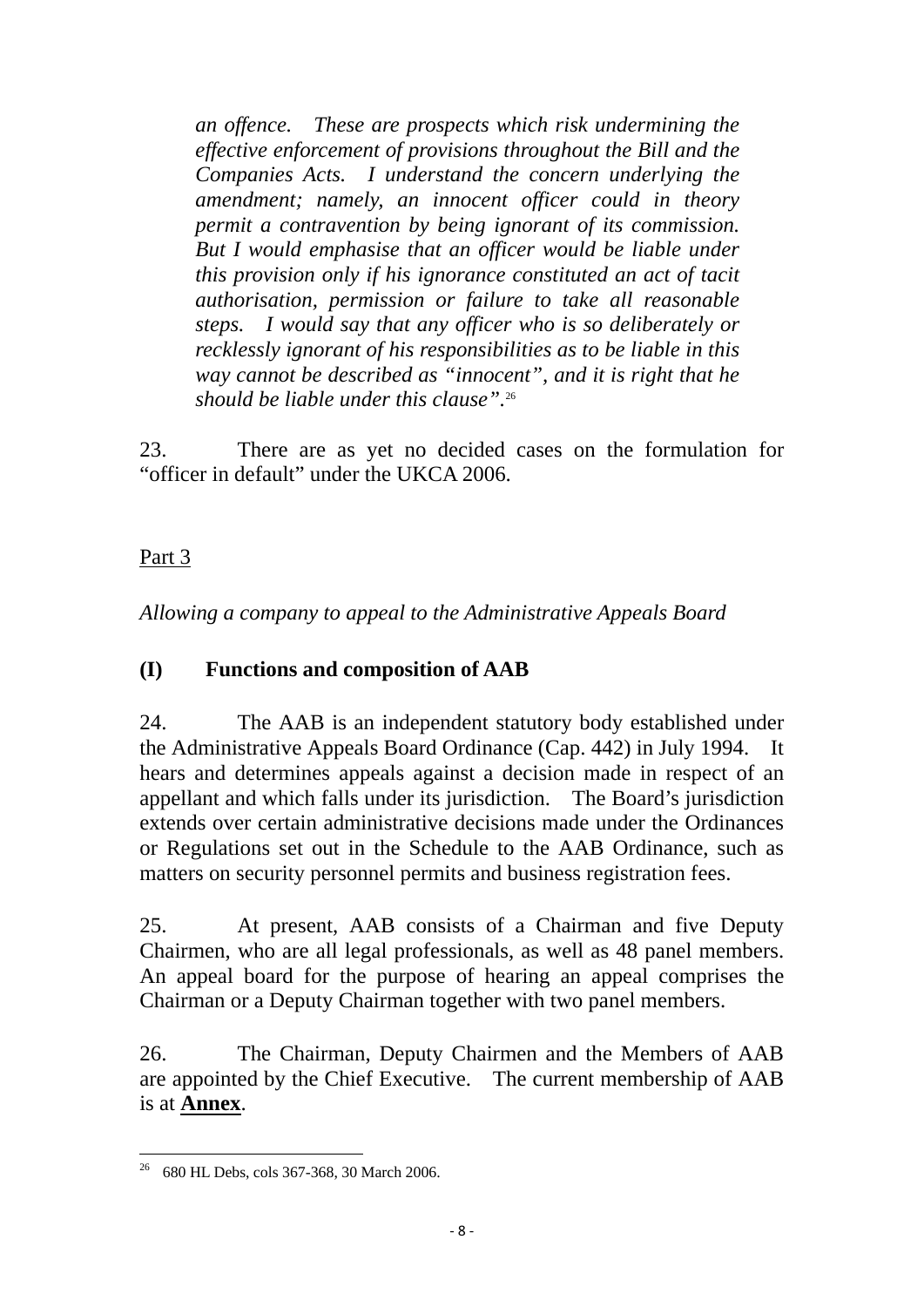*an offence. These are prospects which risk undermining the effective enforcement of provisions throughout the Bill and the Companies Acts. I understand the concern underlying the amendment; namely, an innocent officer could in theory permit a contravention by being ignorant of its commission. But I would emphasise that an officer would be liable under this provision only if his ignorance constituted an act of tacit authorisation, permission or failure to take all reasonable steps. I would say that any officer who is so deliberately or recklessly ignorant of his responsibilities as to be liable in this way cannot be described as "innocent", and it is right that he should be liable under this clause".*[26]

23. There are as yet no decided cases on the formulation for "officer in default" under the UKCA 2006.

Part 3

*Allowing a company to appeal to the Administrative Appeals Board*

**(I) Functions and composition of AAB**

24. The AAB is an independent statutory body established under the Administrative Appeals Board Ordinance (Cap. 442) in July 1994. It hears and determines appeals against a decision made in respect of an appellant and which falls under its jurisdiction. The Board's jurisdiction extends over certain administrative decisions made under the Ordinances or Regulations set out in the Schedule to the AAB Ordinance, such as matters on security personnel permits and business registration fees.

25. At present, AAB consists of a Chairman and five Deputy Chairmen, who are all legal professionals, as well as 48 panel members. An appeal board for the purpose of hearing an appeal comprises the Chairman or a Deputy Chairman together with two panel members.

26. The Chairman, Deputy Chairmen and the Members of AAB are appointed by the Chief Executive. The current membership of AAB is at **Annex**.

[26] 680 HL Debs, cols 367-368, 30 March 2006.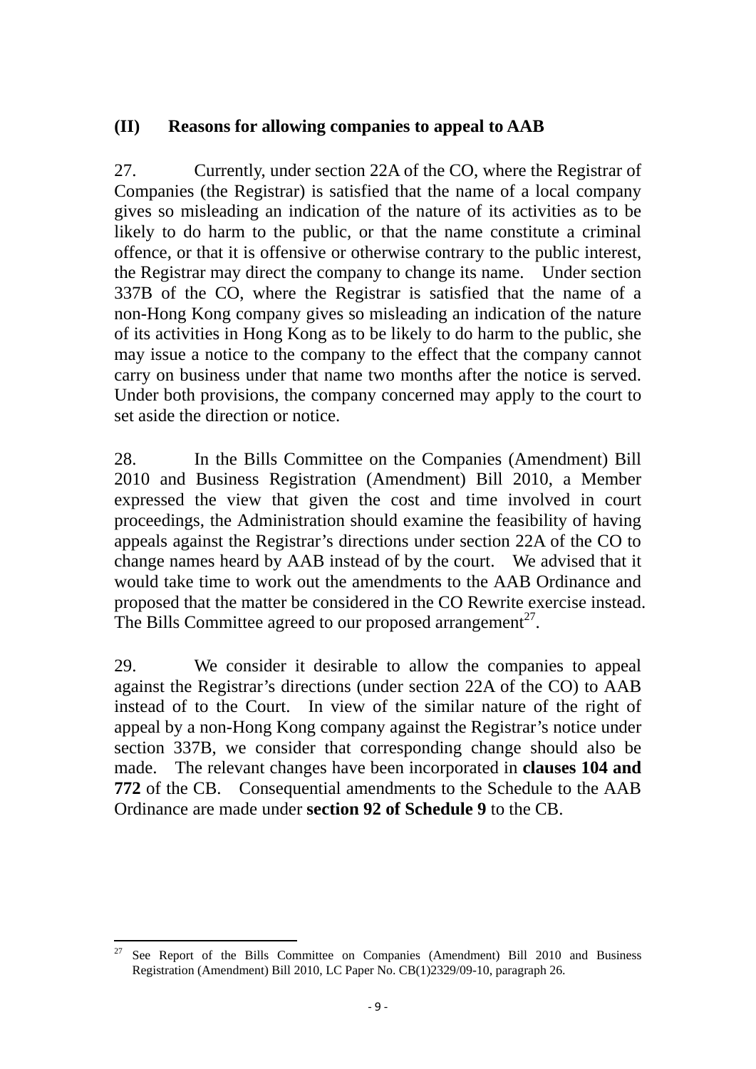## (II) Reasons for allowing companies to appeal to AAB

27. Currently, under section 22A of the CO, where the Registrar of Companies (the Registrar) is satisfied that the name of a local company gives so misleading an indication of the nature of its activities as to be likely to do harm to the public, or that the name constitute a criminal offence, or that it is offensive or otherwise contrary to the public interest, the Registrar may direct the company to change its name. Under section 337B of the CO, where the Registrar is satisfied that the name of a non-Hong Kong company gives so misleading an indication of the nature of its activities in Hong Kong as to be likely to do harm to the public, she may issue a notice to the company to the effect that the company cannot carry on business under that name two months after the notice is served. Under both provisions, the company concerned may apply to the court to set aside the direction or notice.

28. In the Bills Committee on the Companies (Amendment) Bill 2010 and Business Registration (Amendment) Bill 2010, a Member expressed the view that given the cost and time involved in court proceedings, the Administration should examine the feasibility of having appeals against the Registrar's directions under section 22A of the CO to change names heard by AAB instead of by the court. We advised that it would take time to work out the amendments to the AAB Ordinance and proposed that the matter be considered in the CO Rewrite exercise instead. The Bills Committee agreed to our proposed arrangement[27].

29. We consider it desirable to allow the companies to appeal against the Registrar's directions (under section 22A of the CO) to AAB instead of to the Court. In view of the similar nature of the right of appeal by a non-Hong Kong company against the Registrar's notice under section 337B, we consider that corresponding change should also be made. The relevant changes have been incorporated in **clauses 104 and 772** of the CB. Consequential amendments to the Schedule to the AAB Ordinance are made under **section 92 of Schedule 9** to the CB.

---

[27] See Report of the Bills Committee on Companies (Amendment) Bill 2010 and Business Registration (Amendment) Bill 2010, LC Paper No. CB(1)2329/09-10, paragraph 26.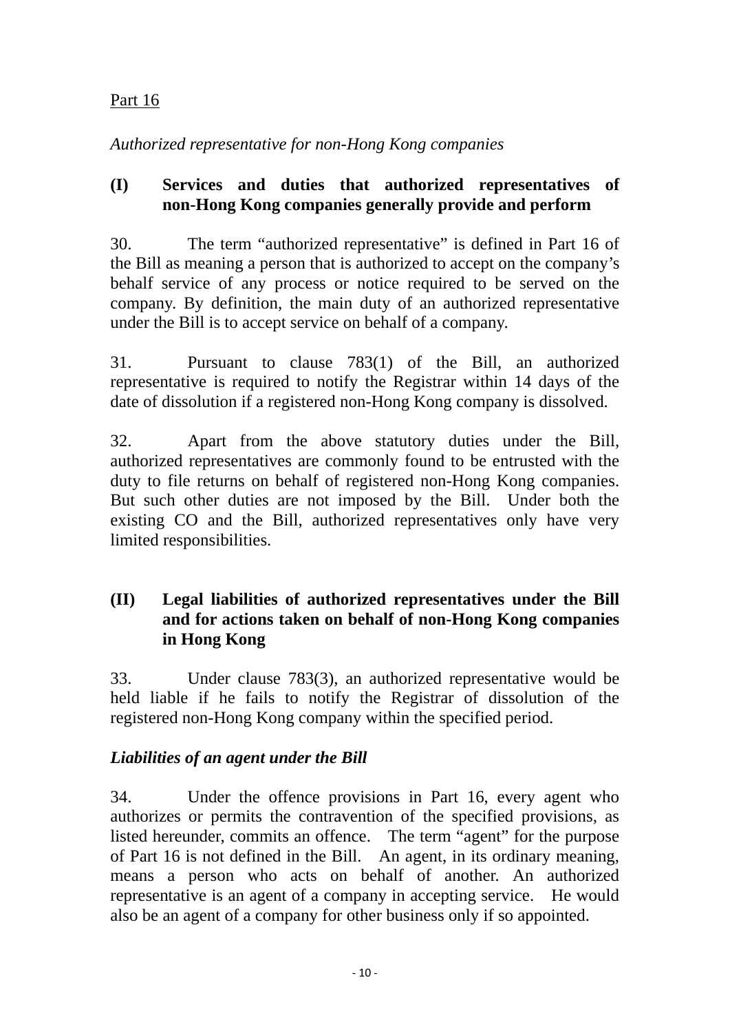Part 16

*Authorized representative for non-Hong Kong companies*

**(I) Services and duties that authorized representatives of non-Hong Kong companies generally provide and perform**

30. The term “authorized representative” is defined in Part 16 of the Bill as meaning a person that is authorized to accept on the company’s behalf service of any process or notice required to be served on the company. By definition, the main duty of an authorized representative under the Bill is to accept service on behalf of a company.

31. Pursuant to clause 783(1) of the Bill, an authorized representative is required to notify the Registrar within 14 days of the date of dissolution if a registered non-Hong Kong company is dissolved.

32. Apart from the above statutory duties under the Bill, authorized representatives are commonly found to be entrusted with the duty to file returns on behalf of registered non-Hong Kong companies. But such other duties are not imposed by the Bill. Under both the existing CO and the Bill, authorized representatives only have very limited responsibilities.

**(II) Legal liabilities of authorized representatives under the Bill and for actions taken on behalf of non-Hong Kong companies in Hong Kong**

33. Under clause 783(3), an authorized representative would be held liable if he fails to notify the Registrar of dissolution of the registered non-Hong Kong company within the specified period.

***Liabilities of an agent under the Bill***

34. Under the offence provisions in Part 16, every agent who authorizes or permits the contravention of the specified provisions, as listed hereunder, commits an offence. The term “agent” for the purpose of Part 16 is not defined in the Bill. An agent, in its ordinary meaning, means a person who acts on behalf of another. An authorized representative is an agent of a company in accepting service. He would also be an agent of a company for other business only if so appointed.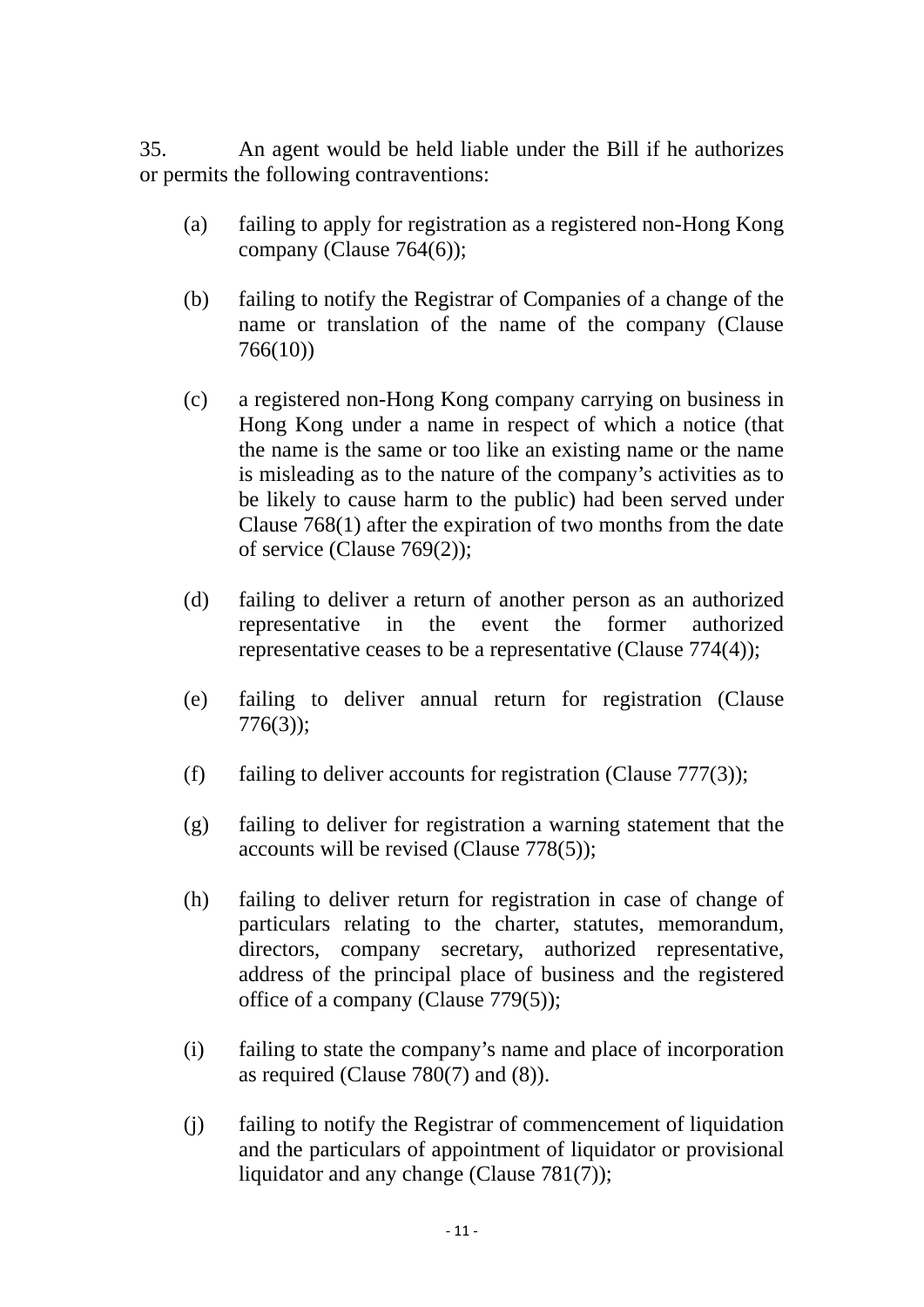35. An agent would be held liable under the Bill if he authorizes or permits the following contraventions:

(a) failing to apply for registration as a registered non-Hong Kong company (Clause 764(6));

(b) failing to notify the Registrar of Companies of a change of the name or translation of the name of the company (Clause 766(10))

(c) a registered non-Hong Kong company carrying on business in Hong Kong under a name in respect of which a notice (that the name is the same or too like an existing name or the name is misleading as to the nature of the company's activities as to be likely to cause harm to the public) had been served under Clause 768(1) after the expiration of two months from the date of service (Clause 769(2));

(d) failing to deliver a return of another person as an authorized representative in the event the former authorized representative ceases to be a representative (Clause 774(4));

(e) failing to deliver annual return for registration (Clause 776(3));

(f) failing to deliver accounts for registration (Clause 777(3));

(g) failing to deliver for registration a warning statement that the accounts will be revised (Clause 778(5));

(h) failing to deliver return for registration in case of change of particulars relating to the charter, statutes, memorandum, directors, company secretary, authorized representative, address of the principal place of business and the registered office of a company (Clause 779(5));

(i) failing to state the company's name and place of incorporation as required (Clause 780(7) and (8)).

(j) failing to notify the Registrar of commencement of liquidation and the particulars of appointment of liquidator or provisional liquidator and any change (Clause 781(7));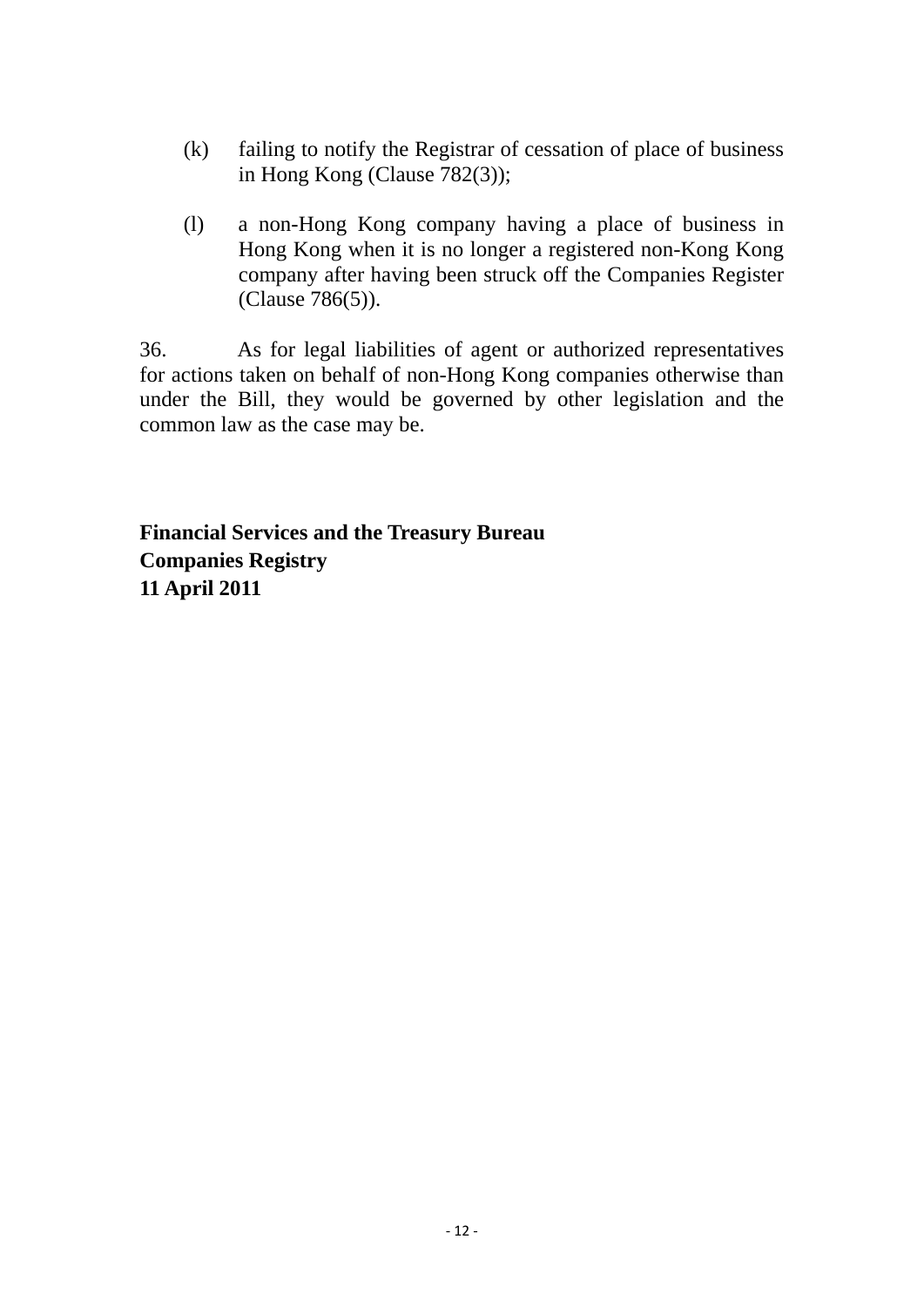(k) failing to notify the Registrar of cessation of place of business in Hong Kong (Clause 782(3));

(l) a non-Hong Kong company having a place of business in Hong Kong when it is no longer a registered non-Kong Kong company after having been struck off the Companies Register (Clause 786(5)).

36. As for legal liabilities of agent or authorized representatives for actions taken on behalf of non-Hong Kong companies otherwise than under the Bill, they would be governed by other legislation and the common law as the case may be.

**Financial Services and the Treasury Bureau**
**Companies Registry**
**11 April 2011**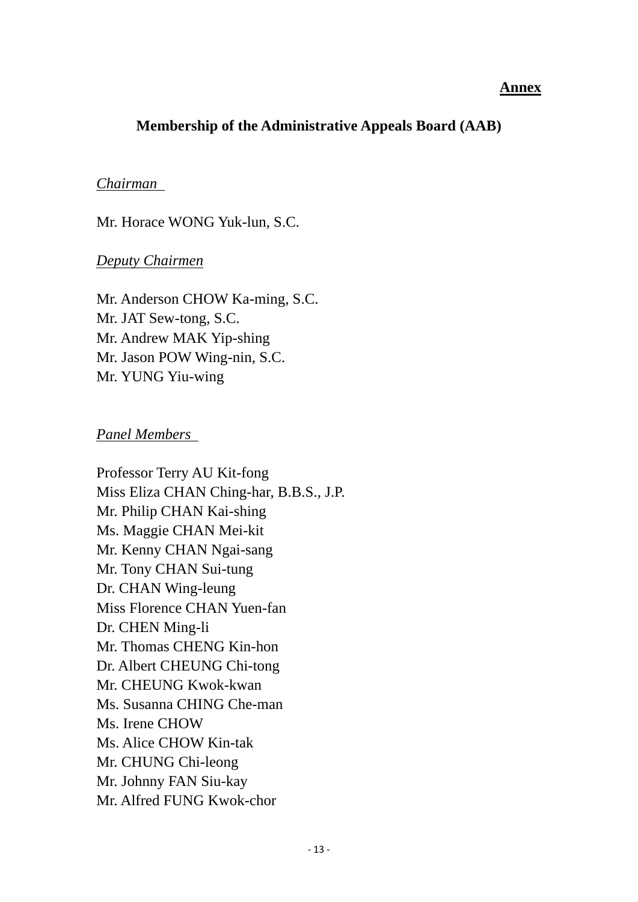**Annex**

## Membership of the Administrative Appeals Board (AAB)

*Chairman*

Mr. Horace WONG Yuk-lun, S.C.

*Deputy Chairmen*

Mr. Anderson CHOW Ka-ming, S.C.
Mr. JAT Sew-tong, S.C.
Mr. Andrew MAK Yip-shing
Mr. Jason POW Wing-nin, S.C.
Mr. YUNG Yiu-wing

*Panel Members*

Professor Terry AU Kit-fong
Miss Eliza CHAN Ching-har, B.B.S., J.P.
Mr. Philip CHAN Kai-shing
Ms. Maggie CHAN Mei-kit
Mr. Kenny CHAN Ngai-sang
Mr. Tony CHAN Sui-tung
Dr. CHAN Wing-leung
Miss Florence CHAN Yuen-fan
Dr. CHEN Ming-li
Mr. Thomas CHENG Kin-hon
Dr. Albert CHEUNG Chi-tong
Mr. CHEUNG Kwok-kwan
Ms. Susanna CHING Che-man
Ms. Irene CHOW
Ms. Alice CHOW Kin-tak
Mr. CHUNG Chi-leong
Mr. Johnny FAN Siu-kay
Mr. Alfred FUNG Kwok-chor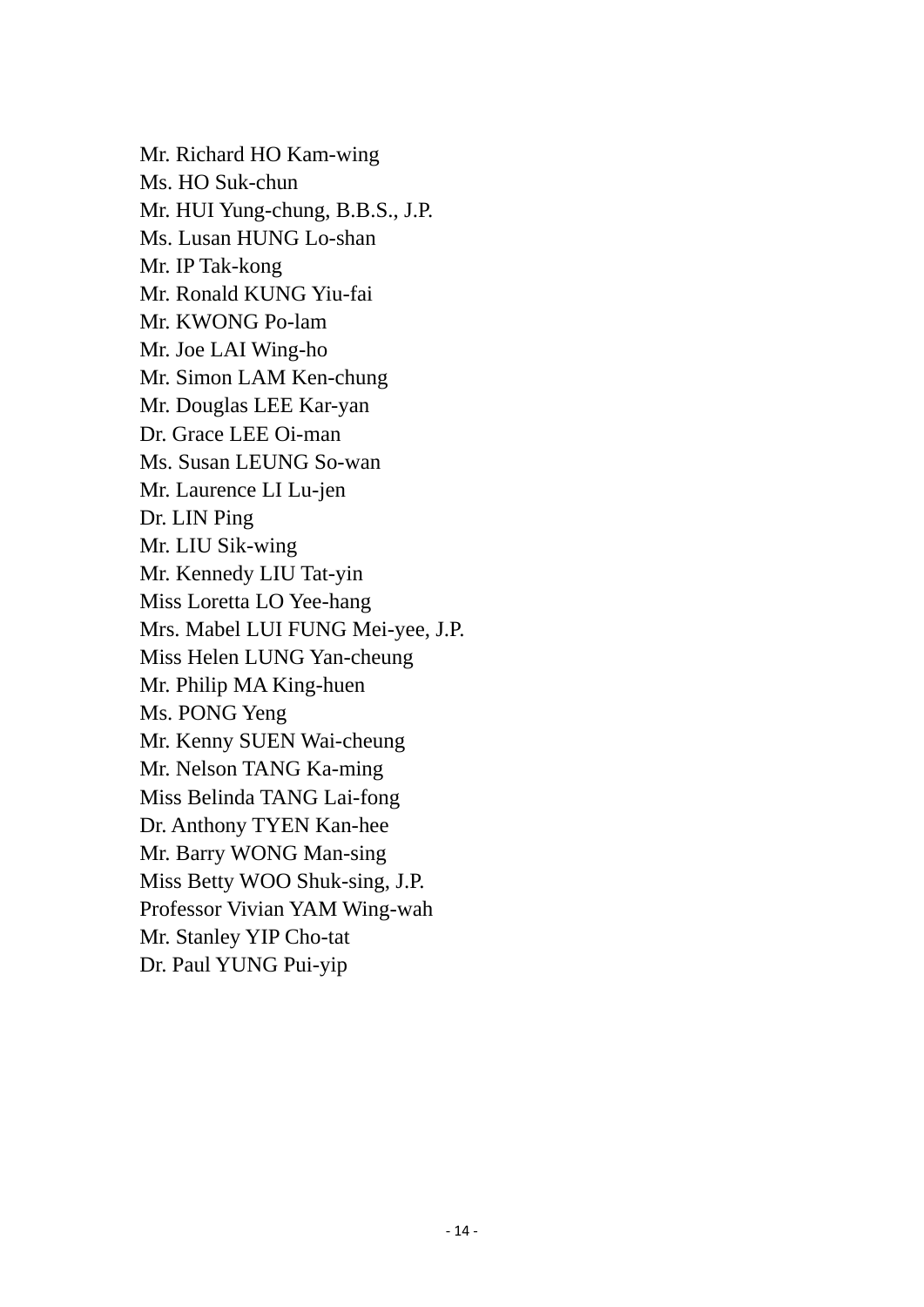Mr. Richard HO Kam-wing
Ms. HO Suk-chun
Mr. HUI Yung-chung, B.B.S., J.P.
Ms. Lusan HUNG Lo-shan
Mr. IP Tak-kong
Mr. Ronald KUNG Yiu-fai
Mr. KWONG Po-lam
Mr. Joe LAI Wing-ho
Mr. Simon LAM Ken-chung
Mr. Douglas LEE Kar-yan
Dr. Grace LEE Oi-man
Ms. Susan LEUNG So-wan
Mr. Laurence LI Lu-jen
Dr. LIN Ping
Mr. LIU Sik-wing
Mr. Kennedy LIU Tat-yin
Miss Loretta LO Yee-hang
Mrs. Mabel LUI FUNG Mei-yee, J.P.
Miss Helen LUNG Yan-cheung
Mr. Philip MA King-huen
Ms. PONG Yeng
Mr. Kenny SUEN Wai-cheung
Mr. Nelson TANG Ka-ming
Miss Belinda TANG Lai-fong
Dr. Anthony TYEN Kan-hee
Mr. Barry WONG Man-sing
Miss Betty WOO Shuk-sing, J.P.
Professor Vivian YAM Wing-wah
Mr. Stanley YIP Cho-tat
Dr. Paul YUNG Pui-yip